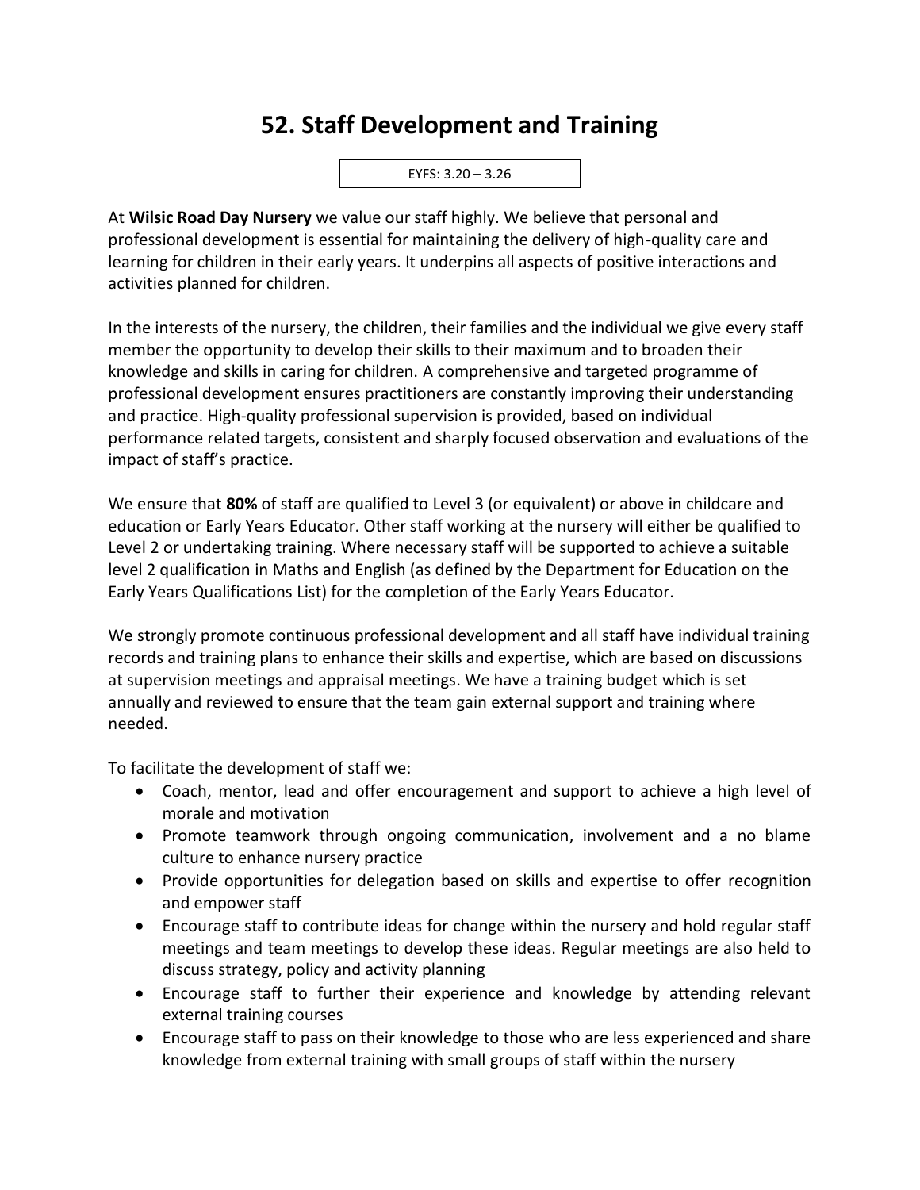# 52. Staff Development and Training

EYFS: 3.20 – 3.26

At **Wilsic Road Day Nursery** we value our staff highly. We believe that personal and professional development is essential for maintaining the delivery of high-quality care and learning for children in their early years. It underpins all aspects of positive interactions and activities planned for children.

In the interests of the nursery, the children, their families and the individual we give every staff member the opportunity to develop their skills to their maximum and to broaden their knowledge and skills in caring for children. A comprehensive and targeted programme of professional development ensures practitioners are constantly improving their understanding and practice. High-quality professional supervision is provided, based on individual performance related targets, consistent and sharply focused observation and evaluations of the impact of staff's practice.

We ensure that **80%** of staff are qualified to Level 3 (or equivalent) or above in childcare and education or Early Years Educator. Other staff working at the nursery will either be qualified to Level 2 or undertaking training. Where necessary staff will be supported to achieve a suitable level 2 qualification in Maths and English (as defined by the Department for Education on the Early Years Qualifications List) for the completion of the Early Years Educator.

We strongly promote continuous professional development and all staff have individual training records and training plans to enhance their skills and expertise, which are based on discussions at supervision meetings and appraisal meetings. We have a training budget which is set annually and reviewed to ensure that the team gain external support and training where needed.

To facilitate the development of staff we:

- Coach, mentor, lead and offer encouragement and support to achieve a high level of morale and motivation
- Promote teamwork through ongoing communication, involvement and a no blame culture to enhance nursery practice
- Provide opportunities for delegation based on skills and expertise to offer recognition and empower staff
- Encourage staff to contribute ideas for change within the nursery and hold regular staff meetings and team meetings to develop these ideas. Regular meetings are also held to discuss strategy, policy and activity planning
- Encourage staff to further their experience and knowledge by attending relevant external training courses
- Encourage staff to pass on their knowledge to those who are less experienced and share knowledge from external training with small groups of staff within the nursery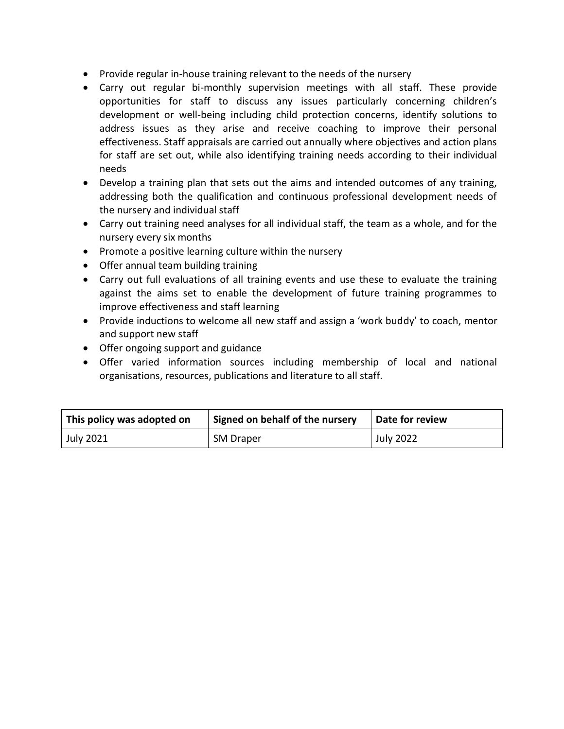- Provide regular in-house training relevant to the needs of the nursery
- Carry out regular bi-monthly supervision meetings with all staff. These provide opportunities for staff to discuss any issues particularly concerning children's development or well-being including child protection concerns, identify solutions to address issues as they arise and receive coaching to improve their personal effectiveness. Staff appraisals are carried out annually where objectives and action plans for staff are set out, while also identifying training needs according to their individual needs
- Develop a training plan that sets out the aims and intended outcomes of any training, addressing both the qualification and continuous professional development needs of the nursery and individual staff
- Carry out training need analyses for all individual staff, the team as a whole, and for the nursery every six months
- Promote a positive learning culture within the nursery
- Offer annual team building training
- Carry out full evaluations of all training events and use these to evaluate the training against the aims set to enable the development of future training programmes to improve effectiveness and staff learning
- Provide inductions to welcome all new staff and assign a 'work buddy' to coach, mentor and support new staff
- Offer ongoing support and guidance
- Offer varied information sources including membership of local and national organisations, resources, publications and literature to all staff.

| This policy was adopted on | Signed on behalf of the nursery | Date for review |
|---|---|---|
| July 2021 | SM Draper | July 2022 |